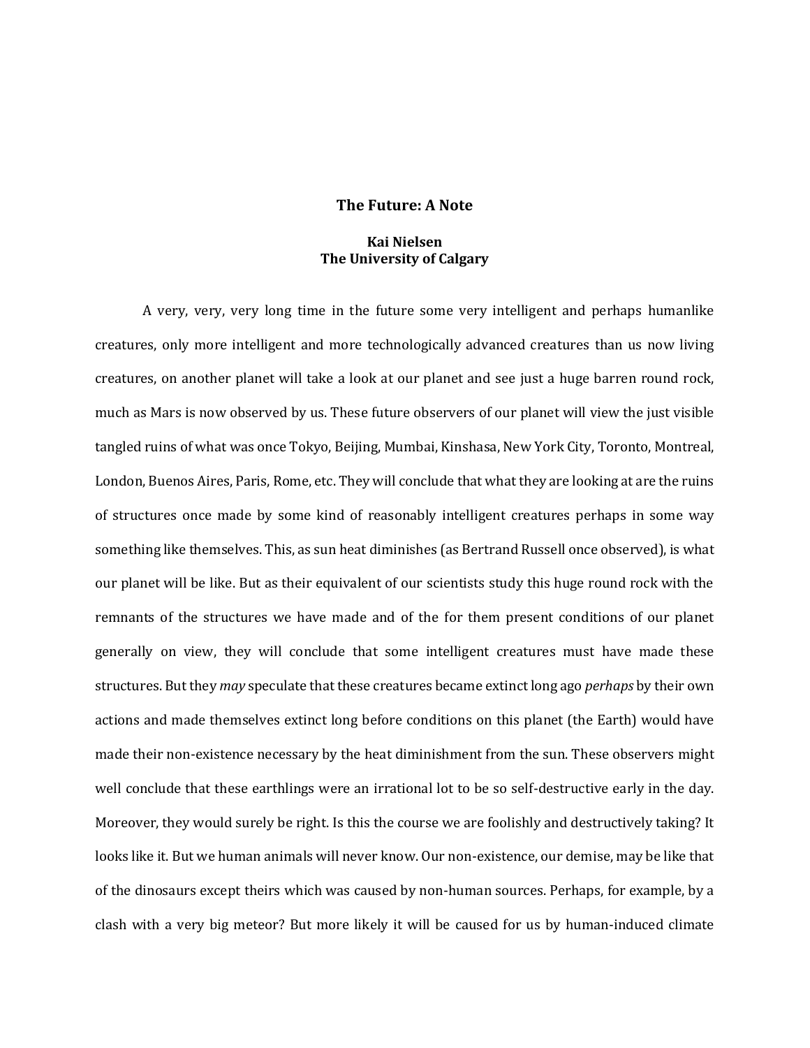# The Future: A Note

**Kai Nielsen**
**The University of Calgary**

A very, very, very long time in the future some very intelligent and perhaps humanlike creatures, only more intelligent and more technologically advanced creatures than us now living creatures, on another planet will take a look at our planet and see just a huge barren round rock, much as Mars is now observed by us. These future observers of our planet will view the just visible tangled ruins of what was once Tokyo, Beijing, Mumbai, Kinshasa, New York City, Toronto, Montreal, London, Buenos Aires, Paris, Rome, etc. They will conclude that what they are looking at are the ruins of structures once made by some kind of reasonably intelligent creatures perhaps in some way something like themselves. This, as sun heat diminishes (as Bertrand Russell once observed), is what our planet will be like. But as their equivalent of our scientists study this huge round rock with the remnants of the structures we have made and of the for them present conditions of our planet generally on view, they will conclude that some intelligent creatures must have made these structures. But they *may* speculate that these creatures became extinct long ago *perhaps* by their own actions and made themselves extinct long before conditions on this planet (the Earth) would have made their non-existence necessary by the heat diminishment from the sun. These observers might well conclude that these earthlings were an irrational lot to be so self-destructive early in the day. Moreover, they would surely be right. Is this the course we are foolishly and destructively taking? It looks like it. But we human animals will never know. Our non-existence, our demise, may be like that of the dinosaurs except theirs which was caused by non-human sources. Perhaps, for example, by a clash with a very big meteor? But more likely it will be caused for us by human-induced climate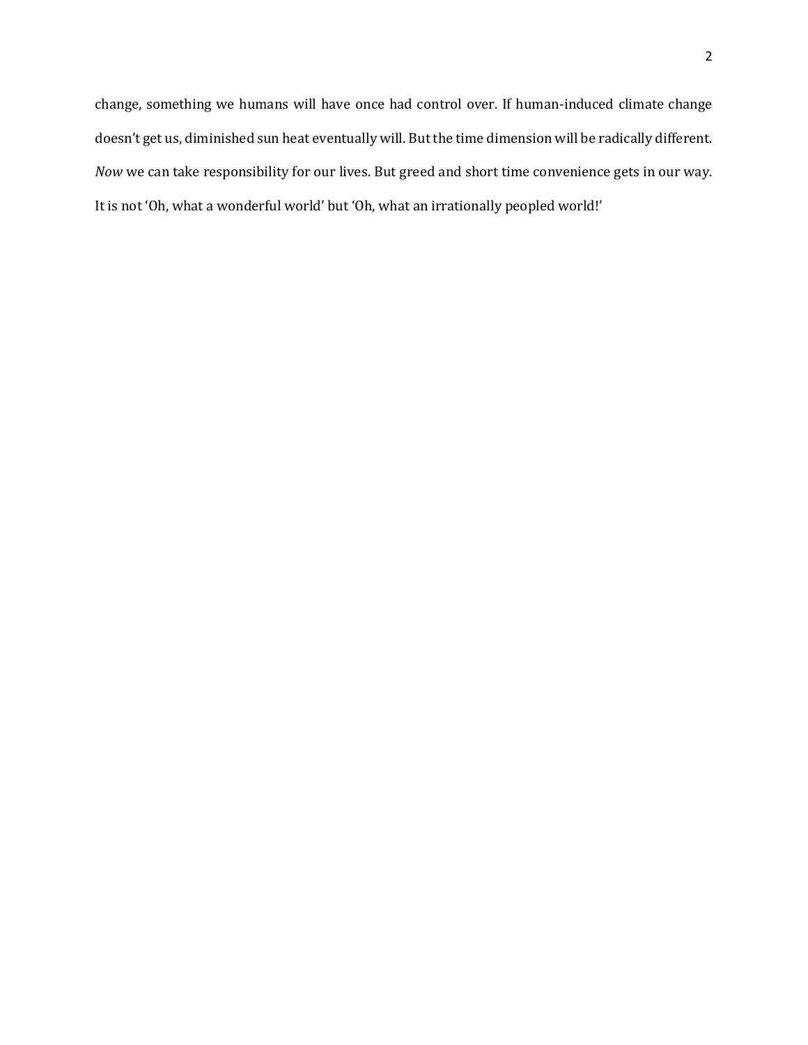change, something we humans will have once had control over. If human-induced climate change doesn't get us, diminished sun heat eventually will. But the time dimension will be radically different. *Now* we can take responsibility for our lives. But greed and short time convenience gets in our way. It is not 'Oh, what a wonderful world' but 'Oh, what an irrationally peopled world!'